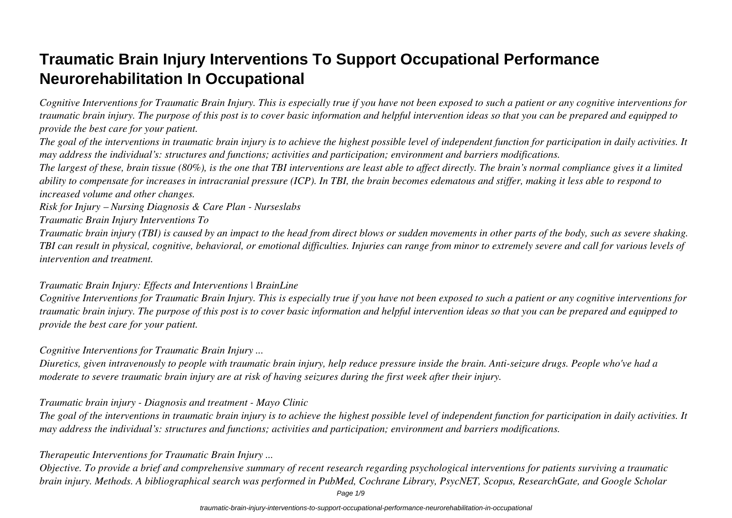# Traumatic Brain Injury Interventions To Support Occupational Performance Neurorehabilitation In Occupational

*Cognitive Interventions for Traumatic Brain Injury. This is especially true if you have not been exposed to such a patient or any cognitive interventions for traumatic brain injury. The purpose of this post is to cover basic information and helpful intervention ideas so that you can be prepared and equipped to provide the best care for your patient.*

*The goal of the interventions in traumatic brain injury is to achieve the highest possible level of independent function for participation in daily activities. It may address the individual's: structures and functions; activities and participation; environment and barriers modifications.*

*The largest of these, brain tissue (80%), is the one that TBI interventions are least able to affect directly. The brain's normal compliance gives it a limited ability to compensate for increases in intracranial pressure (ICP). In TBI, the brain becomes edematous and stiffer, making it less able to respond to increased volume and other changes.*

*Risk for Injury – Nursing Diagnosis & Care Plan - Nurseslabs*

*Traumatic Brain Injury Interventions To*

*Traumatic brain injury (TBI) is caused by an impact to the head from direct blows or sudden movements in other parts of the body, such as severe shaking. TBI can result in physical, cognitive, behavioral, or emotional difficulties. Injuries can range from minor to extremely severe and call for various levels of intervention and treatment.*

*Traumatic Brain Injury: Effects and Interventions | BrainLine*

*Cognitive Interventions for Traumatic Brain Injury. This is especially true if you have not been exposed to such a patient or any cognitive interventions for traumatic brain injury. The purpose of this post is to cover basic information and helpful intervention ideas so that you can be prepared and equipped to provide the best care for your patient.*

*Cognitive Interventions for Traumatic Brain Injury ...*

*Diuretics, given intravenously to people with traumatic brain injury, help reduce pressure inside the brain. Anti-seizure drugs. People who've had a moderate to severe traumatic brain injury are at risk of having seizures during the first week after their injury.*

*Traumatic brain injury - Diagnosis and treatment - Mayo Clinic*

*The goal of the interventions in traumatic brain injury is to achieve the highest possible level of independent function for participation in daily activities. It may address the individual's: structures and functions; activities and participation; environment and barriers modifications.*

*Therapeutic Interventions for Traumatic Brain Injury ...*

*Objective. To provide a brief and comprehensive summary of recent research regarding psychological interventions for patients surviving a traumatic brain injury. Methods. A bibliographical search was performed in PubMed, Cochrane Library, PsycNET, Scopus, ResearchGate, and Google Scholar*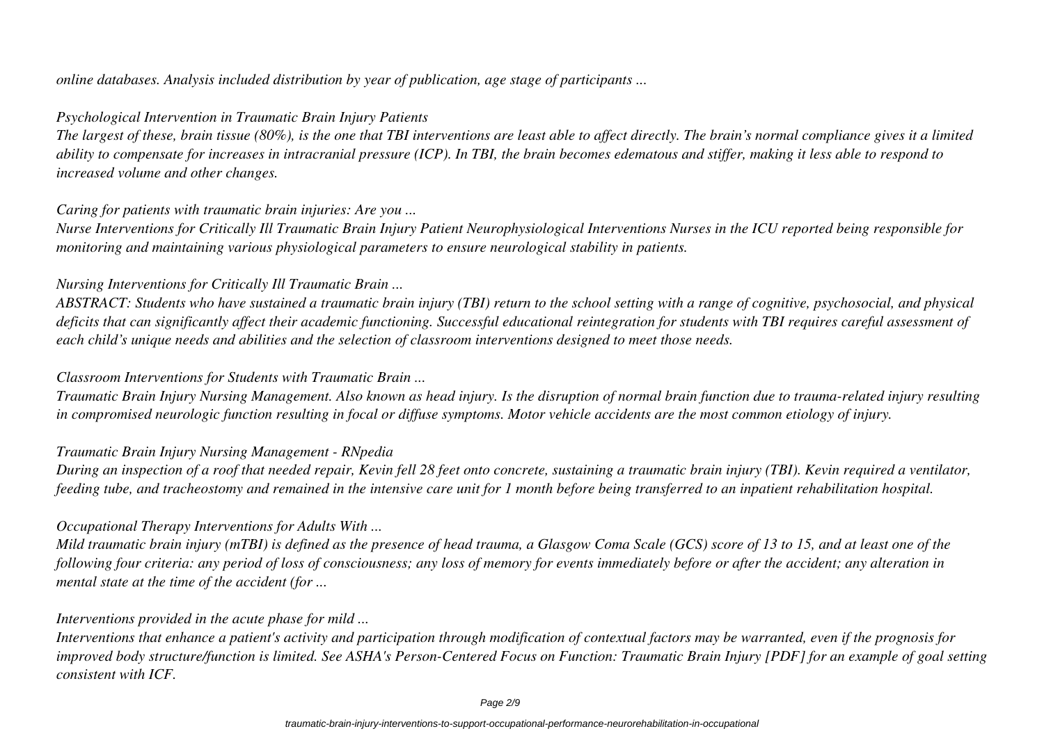*online databases. Analysis included distribution by year of publication, age stage of participants ...*

*Psychological Intervention in Traumatic Brain Injury Patients*

*The largest of these, brain tissue (80%), is the one that TBI interventions are least able to affect directly. The brain's normal compliance gives it a limited ability to compensate for increases in intracranial pressure (ICP). In TBI, the brain becomes edematous and stiffer, making it less able to respond to increased volume and other changes.*

*Caring for patients with traumatic brain injuries: Are you ...*

*Nurse Interventions for Critically Ill Traumatic Brain Injury Patient Neurophysiological Interventions Nurses in the ICU reported being responsible for monitoring and maintaining various physiological parameters to ensure neurological stability in patients.*

*Nursing Interventions for Critically Ill Traumatic Brain ...*

*ABSTRACT: Students who have sustained a traumatic brain injury (TBI) return to the school setting with a range of cognitive, psychosocial, and physical deficits that can significantly affect their academic functioning. Successful educational reintegration for students with TBI requires careful assessment of each child's unique needs and abilities and the selection of classroom interventions designed to meet those needs.*

*Classroom Interventions for Students with Traumatic Brain ...*

*Traumatic Brain Injury Nursing Management. Also known as head injury. Is the disruption of normal brain function due to trauma-related injury resulting in compromised neurologic function resulting in focal or diffuse symptoms. Motor vehicle accidents are the most common etiology of injury.*

*Traumatic Brain Injury Nursing Management - RNpedia*

*During an inspection of a roof that needed repair, Kevin fell 28 feet onto concrete, sustaining a traumatic brain injury (TBI). Kevin required a ventilator, feeding tube, and tracheostomy and remained in the intensive care unit for 1 month before being transferred to an inpatient rehabilitation hospital.*

*Occupational Therapy Interventions for Adults With ...*

*Mild traumatic brain injury (mTBI) is defined as the presence of head trauma, a Glasgow Coma Scale (GCS) score of 13 to 15, and at least one of the following four criteria: any period of loss of consciousness; any loss of memory for events immediately before or after the accident; any alteration in mental state at the time of the accident (for ...*

*Interventions provided in the acute phase for mild ...*

*Interventions that enhance a patient's activity and participation through modification of contextual factors may be warranted, even if the prognosis for improved body structure/function is limited. See ASHA's Person-Centered Focus on Function: Traumatic Brain Injury [PDF] for an example of goal setting consistent with ICF.*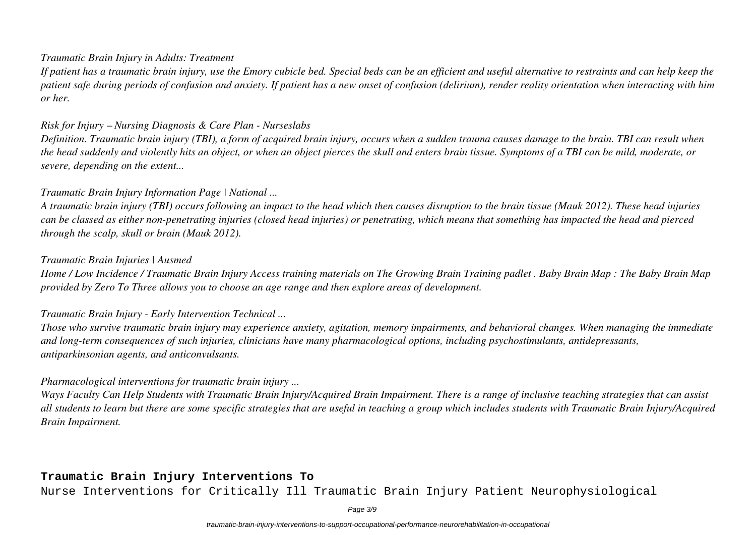*Traumatic Brain Injury in Adults: Treatment*

*If patient has a traumatic brain injury, use the Emory cubicle bed. Special beds can be an efficient and useful alternative to restraints and can help keep the patient safe during periods of confusion and anxiety. If patient has a new onset of confusion (delirium), render reality orientation when interacting with him or her.*

*Risk for Injury – Nursing Diagnosis & Care Plan - Nurseslabs*

*Definition. Traumatic brain injury (TBI), a form of acquired brain injury, occurs when a sudden trauma causes damage to the brain. TBI can result when the head suddenly and violently hits an object, or when an object pierces the skull and enters brain tissue. Symptoms of a TBI can be mild, moderate, or severe, depending on the extent...*

*Traumatic Brain Injury Information Page | National ...*

*A traumatic brain injury (TBI) occurs following an impact to the head which then causes disruption to the brain tissue (Mauk 2012). These head injuries can be classed as either non-penetrating injuries (closed head injuries) or penetrating, which means that something has impacted the head and pierced through the scalp, skull or brain (Mauk 2012).*

*Traumatic Brain Injuries | Ausmed*

*Home / Low Incidence / Traumatic Brain Injury Access training materials on The Growing Brain Training padlet . Baby Brain Map : The Baby Brain Map provided by Zero To Three allows you to choose an age range and then explore areas of development.*

*Traumatic Brain Injury - Early Intervention Technical ...*

*Those who survive traumatic brain injury may experience anxiety, agitation, memory impairments, and behavioral changes. When managing the immediate and long-term consequences of such injuries, clinicians have many pharmacological options, including psychostimulants, antidepressants, antiparkinsonian agents, and anticonvulsants.*

*Pharmacological interventions for traumatic brain injury ...*

*Ways Faculty Can Help Students with Traumatic Brain Injury/Acquired Brain Impairment. There is a range of inclusive teaching strategies that can assist all students to learn but there are some specific strategies that are useful in teaching a group which includes students with Traumatic Brain Injury/Acquired Brain Impairment.*

**Traumatic Brain Injury Interventions To**

Nurse Interventions for Critically Ill Traumatic Brain Injury Patient Neurophysiological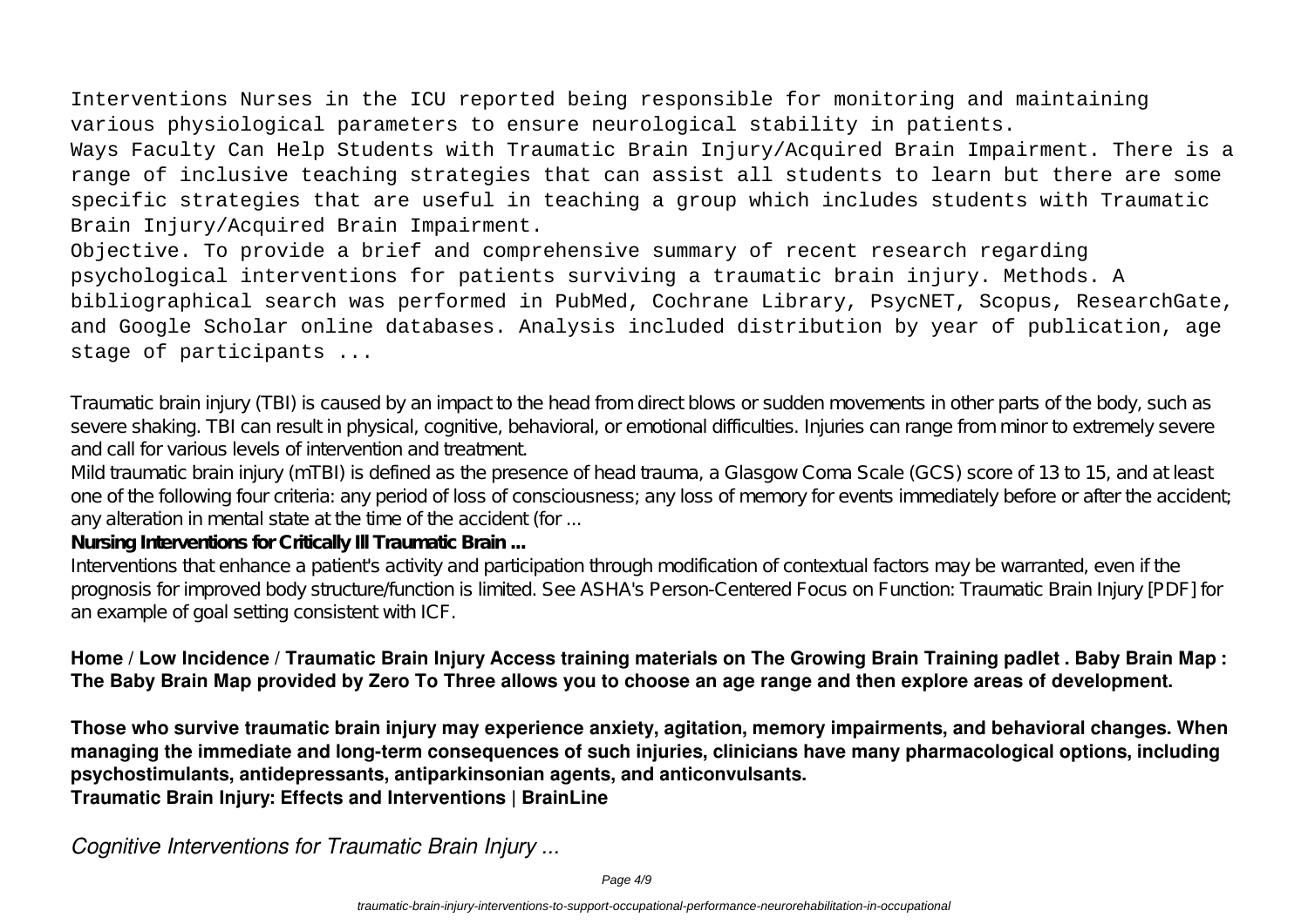Interventions Nurses in the ICU reported being responsible for monitoring and maintaining various physiological parameters to ensure neurological stability in patients.

Ways Faculty Can Help Students with Traumatic Brain Injury/Acquired Brain Impairment. There is a range of inclusive teaching strategies that can assist all students to learn but there are some specific strategies that are useful in teaching a group which includes students with Traumatic Brain Injury/Acquired Brain Impairment.

Objective. To provide a brief and comprehensive summary of recent research regarding psychological interventions for patients surviving a traumatic brain injury. Methods. A bibliographical search was performed in PubMed, Cochrane Library, PsycNET, Scopus, ResearchGate, and Google Scholar online databases. Analysis included distribution by year of publication, age stage of participants ...

Traumatic brain injury (TBI) is caused by an impact to the head from direct blows or sudden movements in other parts of the body, such as severe shaking. TBI can result in physical, cognitive, behavioral, or emotional difficulties. Injuries can range from minor to extremely severe and call for various levels of intervention and treatment.

Mild traumatic brain injury (mTBI) is defined as the presence of head trauma, a Glasgow Coma Scale (GCS) score of 13 to 15, and at least one of the following four criteria: any period of loss of consciousness; any loss of memory for events immediately before or after the accident; any alteration in mental state at the time of the accident (for ...

**Nursing Interventions for Critically Ill Traumatic Brain ...**

Interventions that enhance a patient's activity and participation through modification of contextual factors may be warranted, even if the prognosis for improved body structure/function is limited. See ASHA's Person-Centered Focus on Function: Traumatic Brain Injury [PDF] for an example of goal setting consistent with ICF.

**Home / Low Incidence / Traumatic Brain Injury Access training materials on The Growing Brain Training padlet . Baby Brain Map : The Baby Brain Map provided by Zero To Three allows you to choose an age range and then explore areas of development.**

**Those who survive traumatic brain injury may experience anxiety, agitation, memory impairments, and behavioral changes. When managing the immediate and long-term consequences of such injuries, clinicians have many pharmacological options, including psychostimulants, antidepressants, antiparkinsonian agents, and anticonvulsants.**

**Traumatic Brain Injury: Effects and Interventions | BrainLine**

*Cognitive Interventions for Traumatic Brain Injury ...*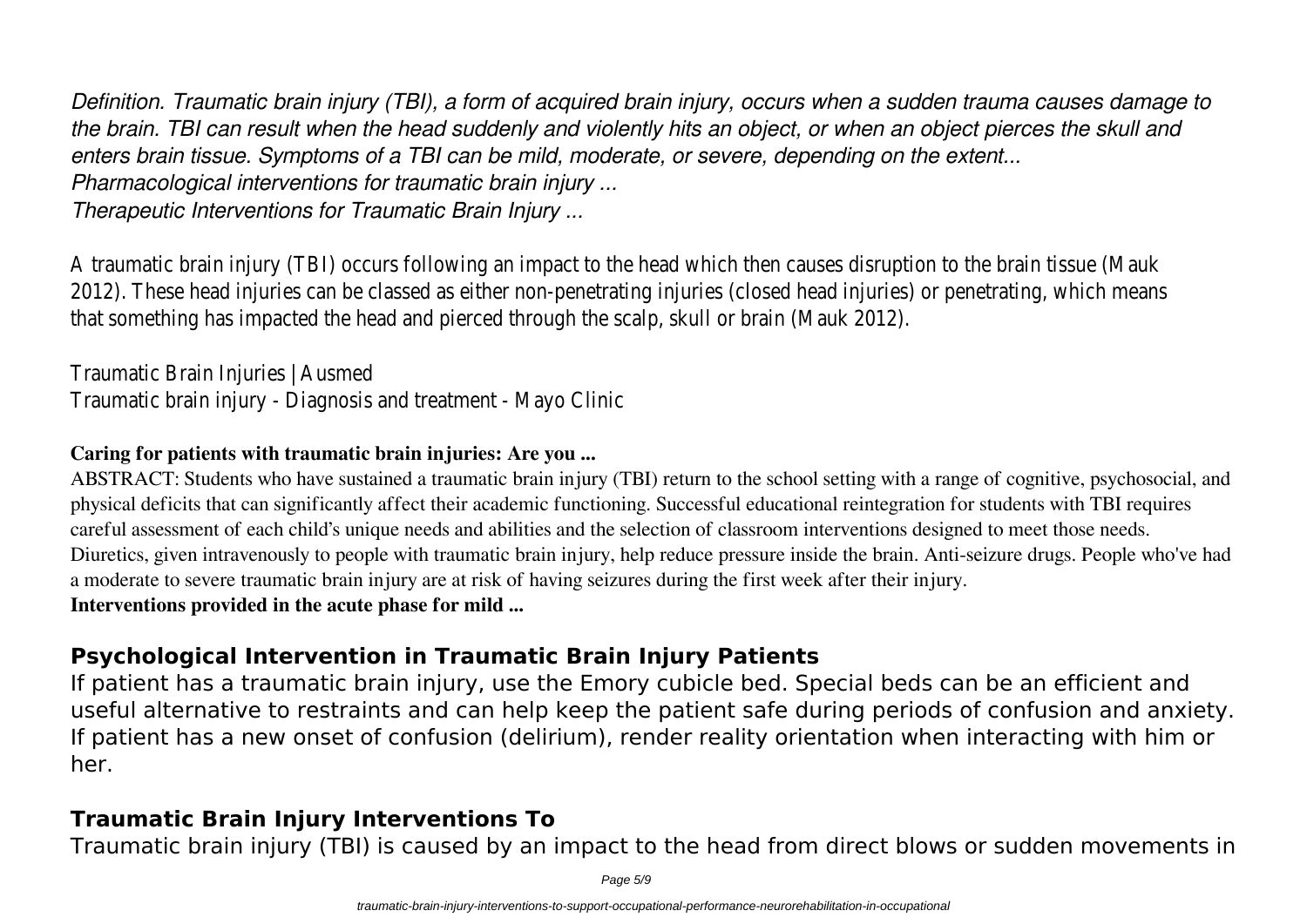*Definition. Traumatic brain injury (TBI), a form of acquired brain injury, occurs when a sudden trauma causes damage to the brain. TBI can result when the head suddenly and violently hits an object, or when an object pierces the skull and enters brain tissue. Symptoms of a TBI can be mild, moderate, or severe, depending on the extent...*
*Pharmacological interventions for traumatic brain injury ...*
*Therapeutic Interventions for Traumatic Brain Injury ...*

A traumatic brain injury (TBI) occurs following an impact to the head which then causes disruption to the brain tissue (Mauk 2012). These head injuries can be classed as either non-penetrating injuries (closed head injuries) or penetrating, which means that something has impacted the head and pierced through the scalp, skull or brain (Mauk 2012).

Traumatic Brain Injuries | Ausmed
Traumatic brain injury - Diagnosis and treatment - Mayo Clinic

**Caring for patients with traumatic brain injuries: Are you ...**

ABSTRACT: Students who have sustained a traumatic brain injury (TBI) return to the school setting with a range of cognitive, psychosocial, and physical deficits that can significantly affect their academic functioning. Successful educational reintegration for students with TBI requires careful assessment of each child's unique needs and abilities and the selection of classroom interventions designed to meet those needs.
Diuretics, given intravenously to people with traumatic brain injury, help reduce pressure inside the brain. Anti-seizure drugs. People who've had a moderate to severe traumatic brain injury are at risk of having seizures during the first week after their injury.

**Interventions provided in the acute phase for mild ...**

## Psychological Intervention in Traumatic Brain Injury Patients

If patient has a traumatic brain injury, use the Emory cubicle bed. Special beds can be an efficient and useful alternative to restraints and can help keep the patient safe during periods of confusion and anxiety. If patient has a new onset of confusion (delirium), render reality orientation when interacting with him or her.

## Traumatic Brain Injury Interventions To

Traumatic brain injury (TBI) is caused by an impact to the head from direct blows or sudden movements in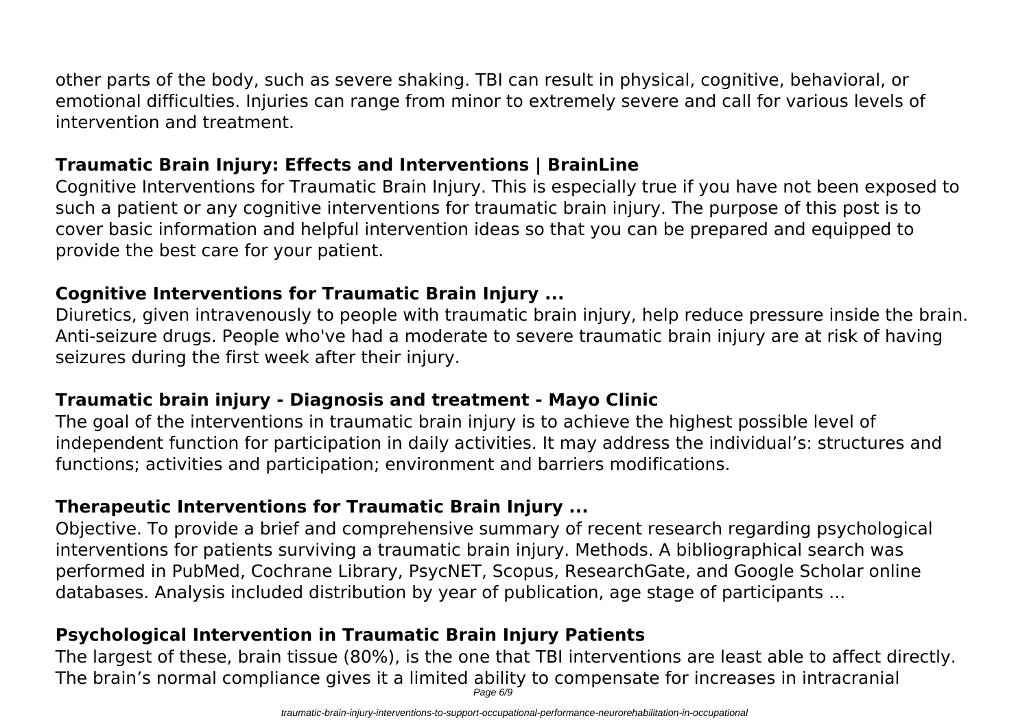other parts of the body, such as severe shaking. TBI can result in physical, cognitive, behavioral, or emotional difficulties. Injuries can range from minor to extremely severe and call for various levels of intervention and treatment.

## Traumatic Brain Injury: Effects and Interventions | BrainLine

Cognitive Interventions for Traumatic Brain Injury. This is especially true if you have not been exposed to such a patient or any cognitive interventions for traumatic brain injury. The purpose of this post is to cover basic information and helpful intervention ideas so that you can be prepared and equipped to provide the best care for your patient.

## Cognitive Interventions for Traumatic Brain Injury ...

Diuretics, given intravenously to people with traumatic brain injury, help reduce pressure inside the brain. Anti-seizure drugs. People who've had a moderate to severe traumatic brain injury are at risk of having seizures during the first week after their injury.

## Traumatic brain injury - Diagnosis and treatment - Mayo Clinic

The goal of the interventions in traumatic brain injury is to achieve the highest possible level of independent function for participation in daily activities. It may address the individual's: structures and functions; activities and participation; environment and barriers modifications.

## Therapeutic Interventions for Traumatic Brain Injury ...

Objective. To provide a brief and comprehensive summary of recent research regarding psychological interventions for patients surviving a traumatic brain injury. Methods. A bibliographical search was performed in PubMed, Cochrane Library, PsycNET, Scopus, ResearchGate, and Google Scholar online databases. Analysis included distribution by year of publication, age stage of participants ...

## Psychological Intervention in Traumatic Brain Injury Patients

The largest of these, brain tissue (80%), is the one that TBI interventions are least able to affect directly. The brain's normal compliance gives it a limited ability to compensate for increases in intracranial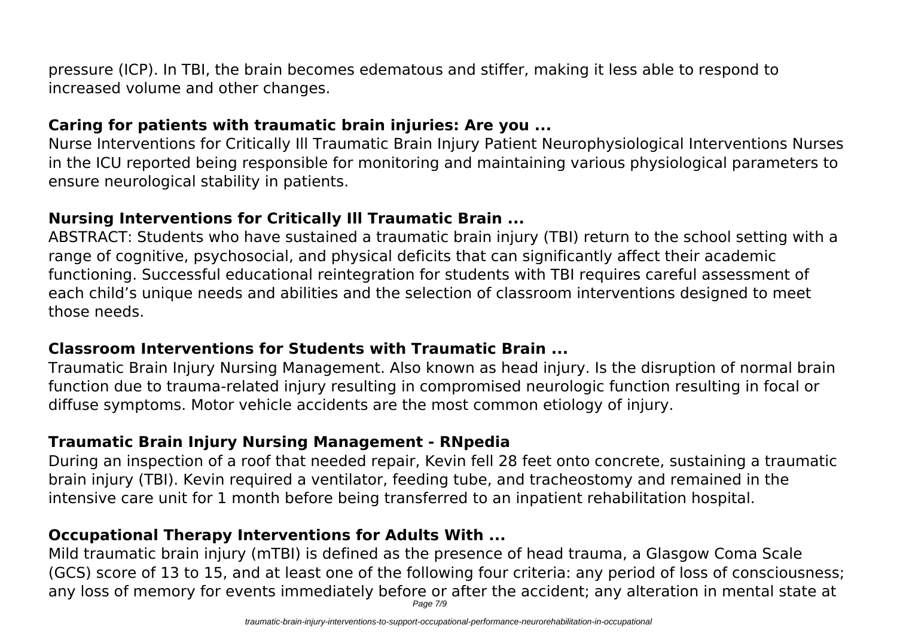pressure (ICP). In TBI, the brain becomes edematous and stiffer, making it less able to respond to increased volume and other changes.

### Caring for patients with traumatic brain injuries: Are you ...

Nurse Interventions for Critically Ill Traumatic Brain Injury Patient Neurophysiological Interventions Nurses in the ICU reported being responsible for monitoring and maintaining various physiological parameters to ensure neurological stability in patients.

### Nursing Interventions for Critically Ill Traumatic Brain ...

ABSTRACT: Students who have sustained a traumatic brain injury (TBI) return to the school setting with a range of cognitive, psychosocial, and physical deficits that can significantly affect their academic functioning. Successful educational reintegration for students with TBI requires careful assessment of each child's unique needs and abilities and the selection of classroom interventions designed to meet those needs.

### Classroom Interventions for Students with Traumatic Brain ...

Traumatic Brain Injury Nursing Management. Also known as head injury. Is the disruption of normal brain function due to trauma-related injury resulting in compromised neurologic function resulting in focal or diffuse symptoms. Motor vehicle accidents are the most common etiology of injury.

### Traumatic Brain Injury Nursing Management - RNpedia

During an inspection of a roof that needed repair, Kevin fell 28 feet onto concrete, sustaining a traumatic brain injury (TBI). Kevin required a ventilator, feeding tube, and tracheostomy and remained in the intensive care unit for 1 month before being transferred to an inpatient rehabilitation hospital.

### Occupational Therapy Interventions for Adults With ...

Mild traumatic brain injury (mTBI) is defined as the presence of head trauma, a Glasgow Coma Scale (GCS) score of 13 to 15, and at least one of the following four criteria: any period of loss of consciousness; any loss of memory for events immediately before or after the accident; any alteration in mental state at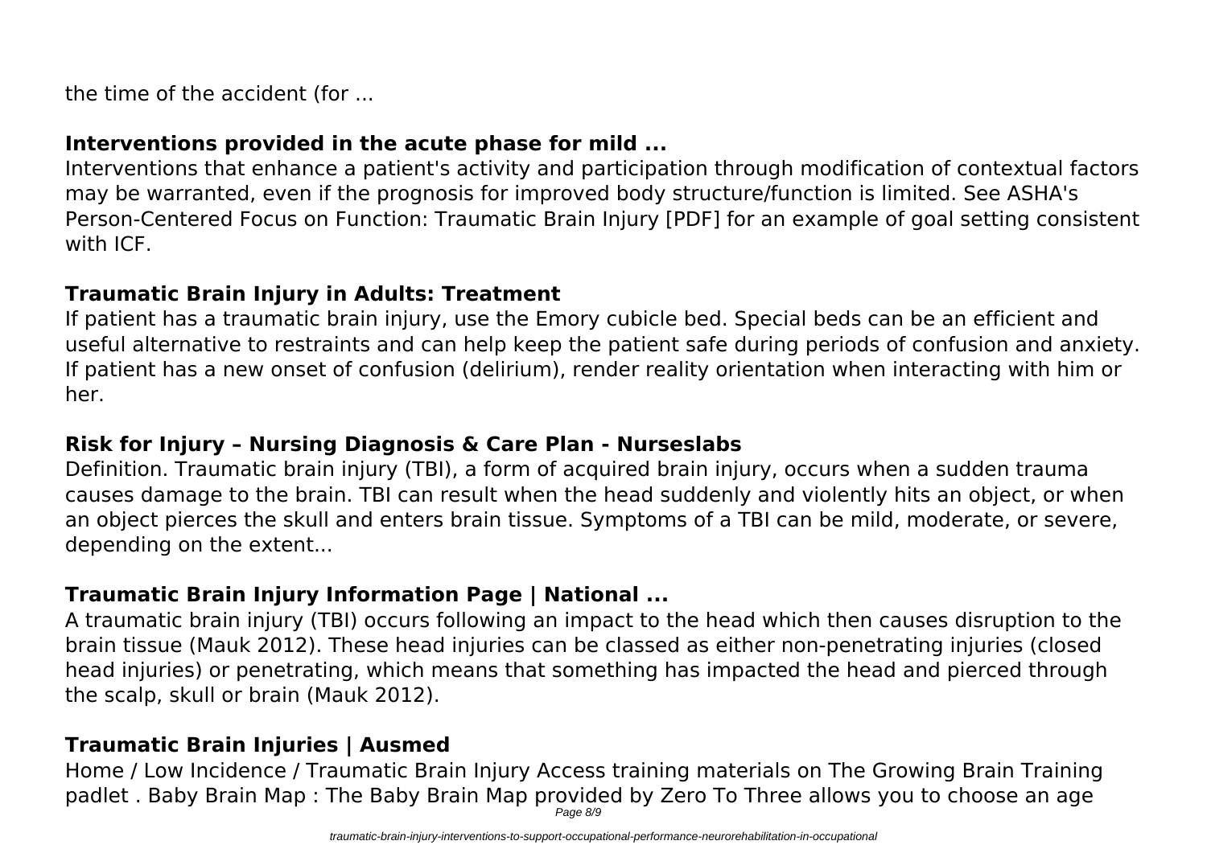the time of the accident (for ...

## Interventions provided in the acute phase for mild ...

Interventions that enhance a patient's activity and participation through modification of contextual factors may be warranted, even if the prognosis for improved body structure/function is limited. See ASHA's Person-Centered Focus on Function: Traumatic Brain Injury [PDF] for an example of goal setting consistent with ICF.

## Traumatic Brain Injury in Adults: Treatment

If patient has a traumatic brain injury, use the Emory cubicle bed. Special beds can be an efficient and useful alternative to restraints and can help keep the patient safe during periods of confusion and anxiety. If patient has a new onset of confusion (delirium), render reality orientation when interacting with him or her.

## Risk for Injury – Nursing Diagnosis & Care Plan - Nurseslabs

Definition. Traumatic brain injury (TBI), a form of acquired brain injury, occurs when a sudden trauma causes damage to the brain. TBI can result when the head suddenly and violently hits an object, or when an object pierces the skull and enters brain tissue. Symptoms of a TBI can be mild, moderate, or severe, depending on the extent...

## Traumatic Brain Injury Information Page | National ...

A traumatic brain injury (TBI) occurs following an impact to the head which then causes disruption to the brain tissue (Mauk 2012). These head injuries can be classed as either non-penetrating injuries (closed head injuries) or penetrating, which means that something has impacted the head and pierced through the scalp, skull or brain (Mauk 2012).

## Traumatic Brain Injuries | Ausmed

Home / Low Incidence / Traumatic Brain Injury Access training materials on The Growing Brain Training padlet . Baby Brain Map : The Baby Brain Map provided by Zero To Three allows you to choose an age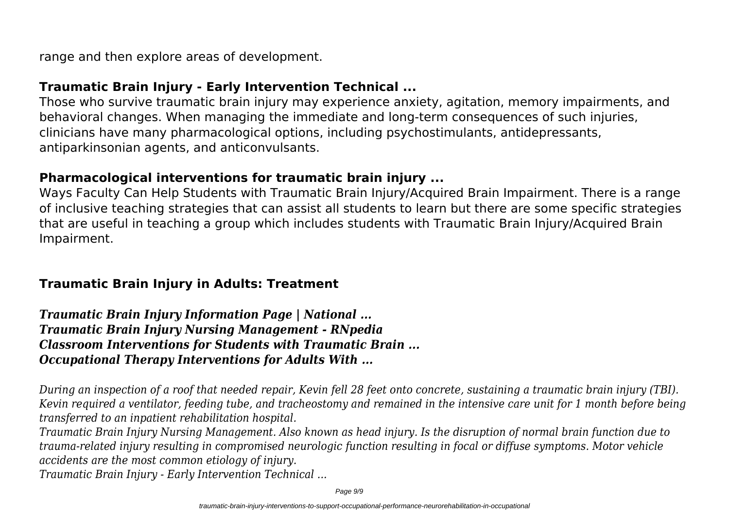range and then explore areas of development.

## Traumatic Brain Injury - Early Intervention Technical ...

Those who survive traumatic brain injury may experience anxiety, agitation, memory impairments, and behavioral changes. When managing the immediate and long-term consequences of such injuries, clinicians have many pharmacological options, including psychostimulants, antidepressants, antiparkinsonian agents, and anticonvulsants.

## Pharmacological interventions for traumatic brain injury ...

Ways Faculty Can Help Students with Traumatic Brain Injury/Acquired Brain Impairment. There is a range of inclusive teaching strategies that can assist all students to learn but there are some specific strategies that are useful in teaching a group which includes students with Traumatic Brain Injury/Acquired Brain Impairment.

## Traumatic Brain Injury in Adults: Treatment

***Traumatic Brain Injury Information Page | National ...***
***Traumatic Brain Injury Nursing Management - RNpedia***
***Classroom Interventions for Students with Traumatic Brain ...***
***Occupational Therapy Interventions for Adults With ...***

*During an inspection of a roof that needed repair, Kevin fell 28 feet onto concrete, sustaining a traumatic brain injury (TBI). Kevin required a ventilator, feeding tube, and tracheostomy and remained in the intensive care unit for 1 month before being transferred to an inpatient rehabilitation hospital.*

*Traumatic Brain Injury Nursing Management. Also known as head injury. Is the disruption of normal brain function due to trauma-related injury resulting in compromised neurologic function resulting in focal or diffuse symptoms. Motor vehicle accidents are the most common etiology of injury.*

*Traumatic Brain Injury - Early Intervention Technical ...*